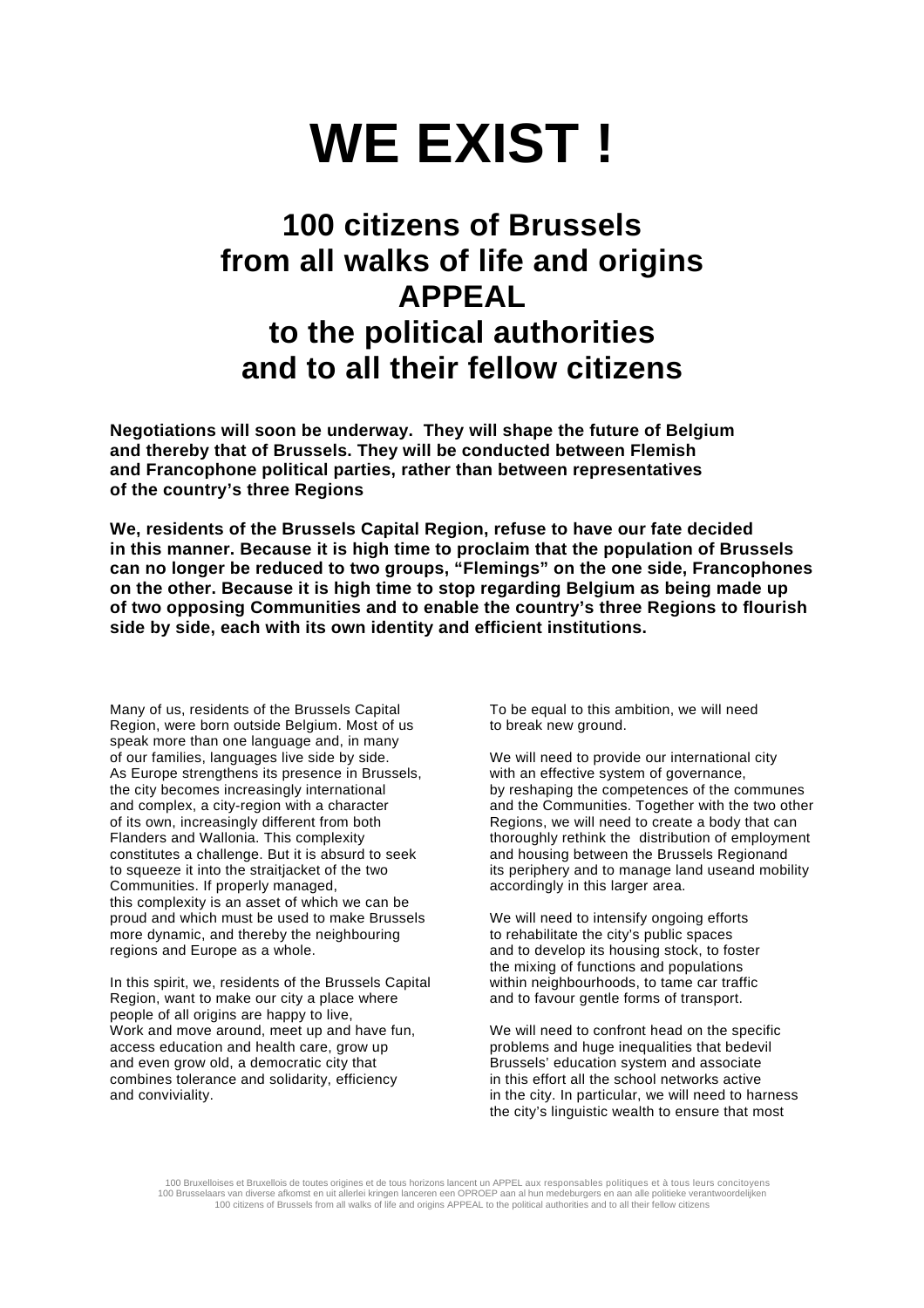# WE EXIST !

## 100 citizens of Brussels from all walks of life and origins APPEAL to the political authorities and to all their fellow citizens

**Negotiations will soon be underway. They will shape the future of Belgium and thereby that of Brussels. They will be conducted between Flemish and Francophone political parties, rather than between representatives of the country's three Regions**

**We, residents of the Brussels Capital Region, refuse to have our fate decided in this manner. Because it is high time to proclaim that the population of Brussels can no longer be reduced to two groups, "Flemings" on the one side, Francophones on the other. Because it is high time to stop regarding Belgium as being made up of two opposing Communities and to enable the country's three Regions to flourish side by side, each with its own identity and efficient institutions.**

Many of us, residents of the Brussels Capital Region, were born outside Belgium. Most of us speak more than one language and, in many of our families, languages live side by side. As Europe strengthens its presence in Brussels, the city becomes increasingly international and complex, a city-region with a character of its own, increasingly different from both Flanders and Wallonia. This complexity constitutes a challenge. But it is absurd to seek to squeeze it into the straitjacket of the two Communities. If properly managed, this complexity is an asset of which we can be proud and which must be used to make Brussels more dynamic, and thereby the neighbouring regions and Europe as a whole.

In this spirit, we, residents of the Brussels Capital Region, want to make our city a place where people of all origins are happy to live, Work and move around, meet up and have fun, access education and health care, grow up and even grow old, a democratic city that combines tolerance and solidarity, efficiency and conviviality.

To be equal to this ambition, we will need to break new ground.

We will need to provide our international city with an effective system of governance, by reshaping the competences of the communes and the Communities. Together with the two other Regions, we will need to create a body that can thoroughly rethink the distribution of employment and housing between the Brussels Regionand its periphery and to manage land useand mobility accordingly in this larger area.

We will need to intensify ongoing efforts to rehabilitate the city's public spaces and to develop its housing stock, to foster the mixing of functions and populations within neighbourhoods, to tame car traffic and to favour gentle forms of transport.

We will need to confront head on the specific problems and huge inequalities that bedevil Brussels' education system and associate in this effort all the school networks active in the city. In particular, we will need to harness the city's linguistic wealth to ensure that most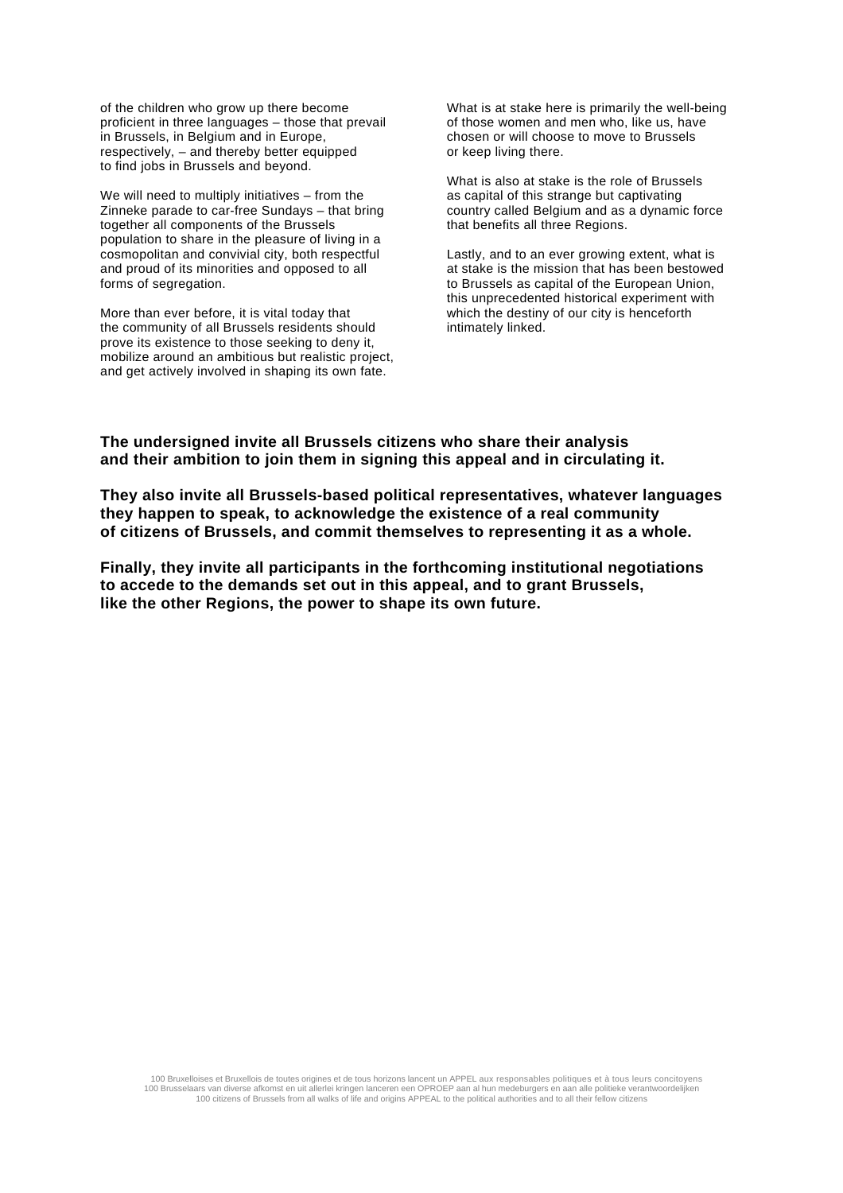of the children who grow up there become proficient in three languages – those that prevail in Brussels, in Belgium and in Europe, respectively, – and thereby better equipped to find jobs in Brussels and beyond.

We will need to multiply initiatives – from the Zinneke parade to car-free Sundays – that bring together all components of the Brussels population to share in the pleasure of living in a cosmopolitan and convivial city, both respectful and proud of its minorities and opposed to all forms of segregation.

More than ever before, it is vital today that the community of all Brussels residents should prove its existence to those seeking to deny it, mobilize around an ambitious but realistic project, and get actively involved in shaping its own fate.

What is at stake here is primarily the well-being of those women and men who, like us, have chosen or will choose to move to Brussels or keep living there.

What is also at stake is the role of Brussels as capital of this strange but captivating country called Belgium and as a dynamic force that benefits all three Regions.

Lastly, and to an ever growing extent, what is at stake is the mission that has been bestowed to Brussels as capital of the European Union, this unprecedented historical experiment with which the destiny of our city is henceforth intimately linked.

**The undersigned invite all Brussels citizens who share their analysis and their ambition to join them in signing this appeal and in circulating it.**

**They also invite all Brussels-based political representatives, whatever languages they happen to speak, to acknowledge the existence of a real community of citizens of Brussels, and commit themselves to representing it as a whole.**

**Finally, they invite all participants in the forthcoming institutional negotiations to accede to the demands set out in this appeal, and to grant Brussels, like the other Regions, the power to shape its own future.**